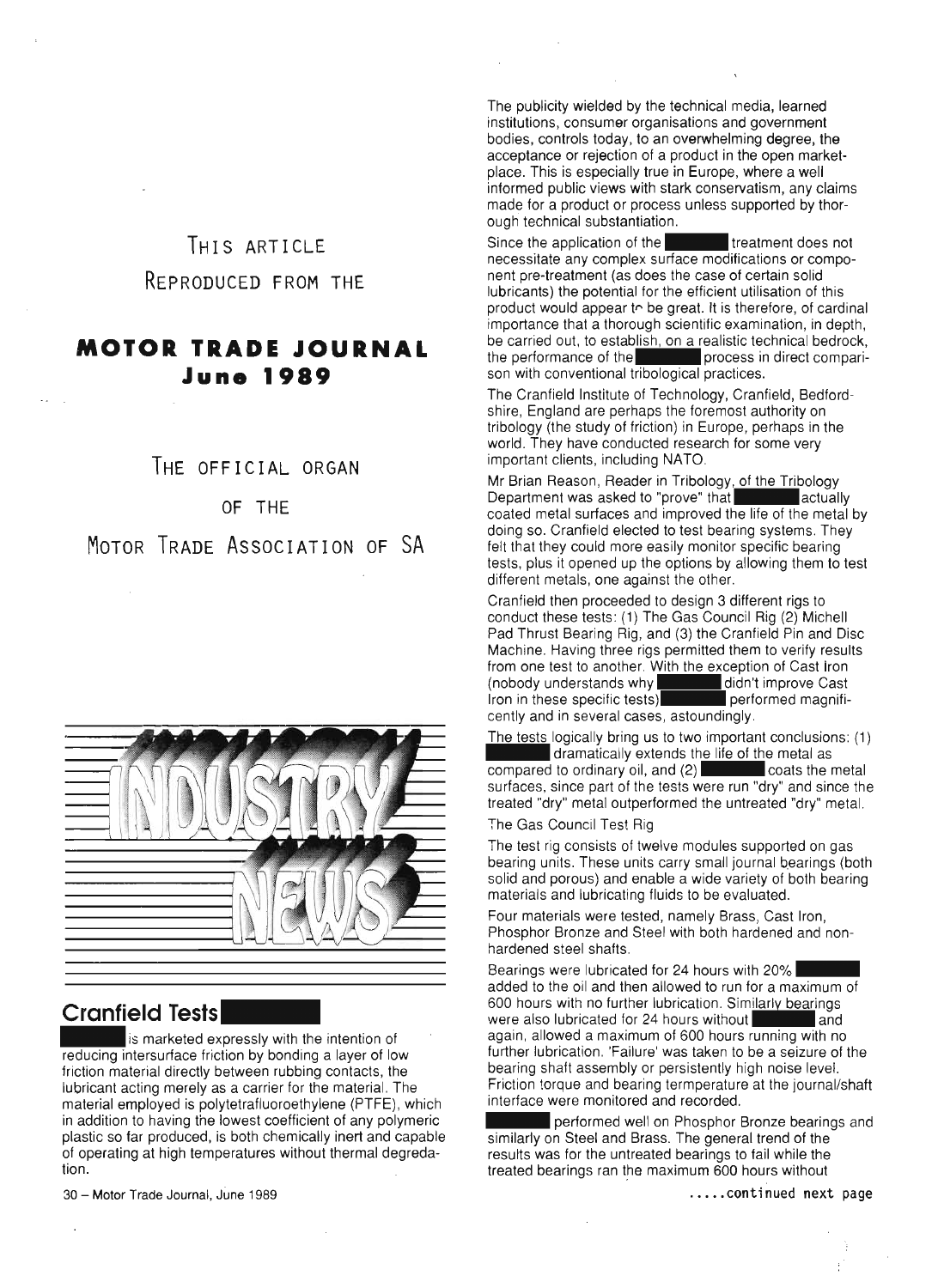THIS ARTICLE

REPRODUCED FROM THE

**MOTOR TRADE JOURNAL**
**June 1989**

THE OFFICIAL ORGAN

OF THE

MOTOR TRADE ASSOCIATION OF SA

INDUSTRY NEWS

## Cranfield Tests

is marketed expressly with the intention of reducing intersurface friction by bonding a layer of low friction material directly between rubbing contacts, the lubricant acting merely as a carrier for the material. The material employed is polytetrafluoroethylene (PTFE), which in addition to having the lowest coefficient of any polymeric plastic so far produced, is both chemically inert and capable of operating at high temperatures without thermal degradation.

The publicity wielded by the technical media, learned institutions, consumer organisations and government bodies, controls today, to an overwhelming degree, the acceptance or rejection of a product in the open market-place. This is especially true in Europe, where a well informed public views with stark conservatism, any claims made for a product or process unless supported by thorough technical substantiation.

Since the application of the treatment does not necessitate any complex surface modifications or component pre-treatment (as does the case of certain solid lubricants) the potential for the efficient utilisation of this product would appear to be great. It is therefore, of cardinal importance that a thorough scientific examination, in depth, be carried out, to establish, on a realistic technical bedrock, the performance of the process in direct comparison with conventional tribological practices.

The Cranfield Institute of Technology, Cranfield, Bedfordshire, England are perhaps the foremost authority on tribology (the study of friction) in Europe, perhaps in the world. They have conducted research for some very important clients, including NATO.

Mr Brian Reason, Reader in Tribology, of the Tribology Department was asked to "prove" that actually coated metal surfaces and improved the life of the metal by doing so. Cranfield elected to test bearing systems. They felt that they could more easily monitor specific bearing tests, plus it opened up the options by allowing them to test different metals, one against the other.

Cranfield then proceeded to design 3 different rigs to conduct these tests: (1) The Gas Council Rig (2) Michell Pad Thrust Bearing Rig, and (3) the Cranfield Pin and Disc Machine. Having three rigs permitted them to verify results from one test to another. With the exception of Cast Iron (nobody understands why didn't improve Cast Iron in these specific tests) performed magnificently and in several cases, astoundingly.

The tests logically bring us to two important conclusions: (1) dramatically extends the life of the metal as compared to ordinary oil, and (2) coats the metal surfaces, since part of the tests were run "dry" and since the treated "dry" metal outperformed the untreated "dry" metal.

The Gas Council Test Rig

The test rig consists of twelve modules supported on gas bearing units. These units carry small journal bearings (both solid and porous) and enable a wide variety of both bearing materials and lubricating fluids to be evaluated.

Four materials were tested, namely Brass, Cast Iron, Phosphor Bronze and Steel with both hardened and non-hardened steel shafts.

Bearings were lubricated for 24 hours with 20% added to the oil and then allowed to run for a maximum of 600 hours with no further lubrication. Similarly bearings were also lubricated for 24 hours without and again, allowed a maximum of 600 hours running with no further lubrication. 'Failure' was taken to be a seizure of the bearing shaft assembly or persistently high noise level. Friction torque and bearing termperature at the journal/shaft interface were monitored and recorded.

performed well on Phosphor Bronze bearings and similarly on Steel and Brass. The general trend of the results was for the untreated bearings to fail while the treated bearings ran the maximum 600 hours without

.....continued next page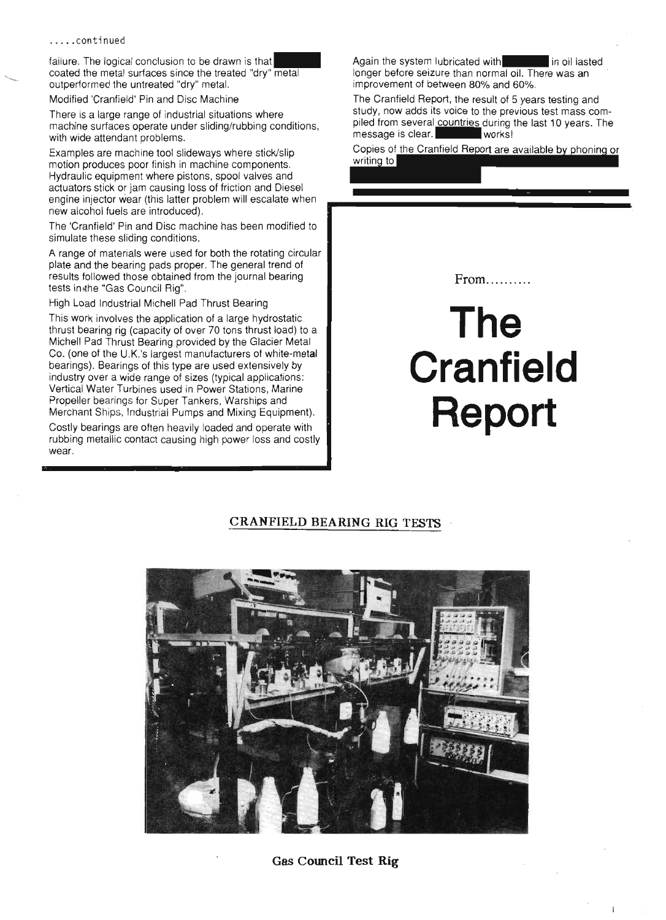.....continued

failure. The logical conclusion to be drawn is that coated the metal surfaces since the treated "dry" metal outperformed the untreated "dry" metal.

Modified 'Cranfield' Pin and Disc Machine

There is a large range of industrial situations where machine surfaces operate under sliding/rubbing conditions, with wide attendant problems.

Examples are machine tool slideways where stick/slip motion produces poor finish in machine components. Hydraulic equipment where pistons, spool valves and actuators stick or jam causing loss of friction and Diesel engine injector wear (this latter problem will escalate when new alcohol fuels are introduced).

The 'Cranfield' Pin and Disc machine has been modified to simulate these sliding conditions.

A range of materials were used for both the rotating circular plate and the bearing pads proper. The general trend of results followed those obtained from the journal bearing tests in the "Gas Council Rig".

High Load Industrial Michell Pad Thrust Bearing

This work involves the application of a large hydrostatic thrust bearing rig (capacity of over 70 tons thrust load) to a Michell Pad Thrust Bearing provided by the Glacier Metal Co. (one of the U.K.'s largest manufacturers of white-metal bearings). Bearings of this type are used extensively by industry over a wide range of sizes (typical applications: Vertical Water Turbines used in Power Stations, Marine Propeller bearings for Super Tankers, Warships and Merchant Ships, Industrial Pumps and Mixing Equipment).

Costly bearings are often heavily loaded and operate with rubbing metallic contact causing high power loss and costly wear.

Again the system lubricated with in oil lasted longer before seizure than normal oil. There was an improvement of between 80% and 60%.

The Cranfield Report, the result of 5 years testing and study, now adds its voice to the previous test mass compiled from several countries during the last 10 years. The message is clear. works!

Copies of the Cranfield Report are available by phoning or writing to

From..........

# The Cranfield Report

## CRANFIELD BEARING RIG TESTS

Gas Council Test Rig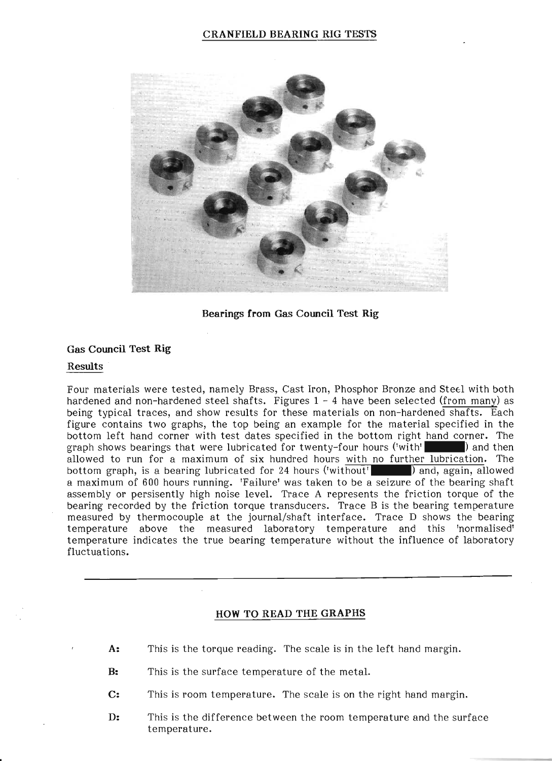## CRANFIELD BEARING RIG TESTS

**Bearings from Gas Council Test Rig**

### Gas Council Test Rig

**Results**

Four materials were tested, namely Brass, Cast Iron, Phosphor Bronze and Steel with both hardened and non-hardened steel shafts. Figures 1 - 4 have been selected (from many) as being typical traces, and show results for these materials on non-hardened shafts. Each figure contains two graphs, the top being an example for the material specified in the bottom left hand corner with test dates specified in the bottom right hand corner. The graph shows bearings that were lubricated for twenty-four hours ('with' ██████) and then allowed to run for a maximum of six hundred hours with no further lubrication. The bottom graph, is a bearing lubricated for 24 hours ('without' ██████) and, again, allowed a maximum of 600 hours running. 'Failure' was taken to be a seizure of the bearing shaft assembly or persisently high noise level. Trace A represents the friction torque of the bearing recorded by the friction torque transducers. Trace B is the bearing temperature measured by thermocouple at the journal/shaft interface. Trace D shows the bearing temperature above the measured laboratory temperature and this 'normalised' temperature indicates the true bearing temperature without the influence of laboratory fluctuations.

---

### HOW TO READ THE GRAPHS

**A:** This is the torque reading. The scale is in the left hand margin.

**B:** This is the surface temperature of the metal.

**C:** This is room temperature. The scale is on the right hand margin.

**D:** This is the difference between the room temperature and the surface temperature.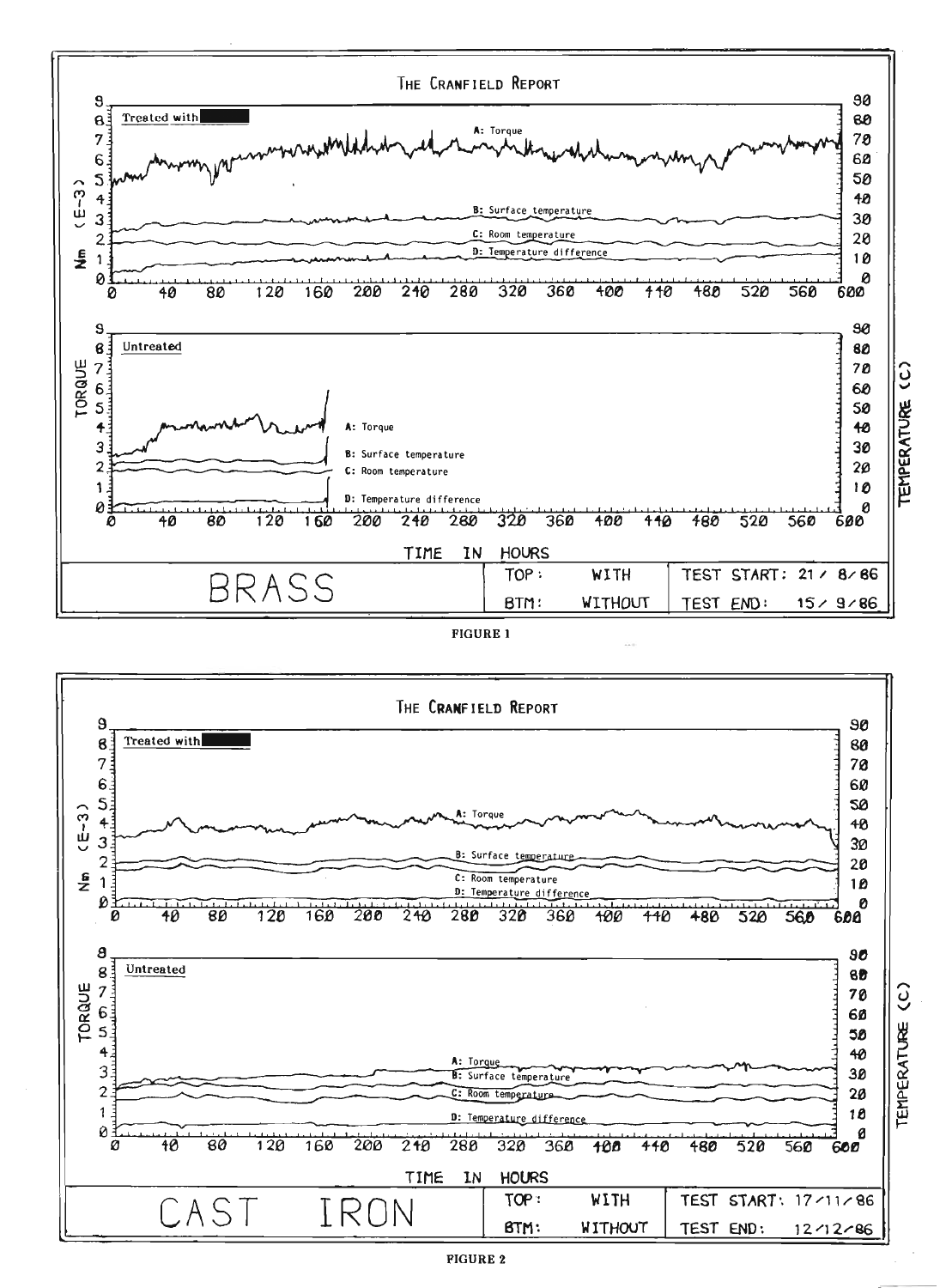THE CRANFIELD REPORT

Treated with ■■■■

Untreated

TORQUE Nm (E-3)

TEMPERATURE (C)

A: Torque
B: Surface temperature
C: Room temperature
D: Temperature difference

TIME IN HOURS

| BRASS | TOP: | WITH | TEST START: 21/8/86 |
|---|---|---|---|
| | BTM: | WITHOUT | TEST END: 15/9/86 |

FIGURE 1

THE CRANFIELD REPORT

Treated with ■■■■

Untreated

TORQUE Nm (E-3)

TEMPERATURE (C)

A: Torque
B: Surface temperature
C: Room temperature
D: Temperature difference

TIME IN HOURS

| CAST IRON | TOP: | WITH | TEST START: 17/11/86 |
|---|---|---|---|
| | BTM: | WITHOUT | TEST END: 12/12/86 |

FIGURE 2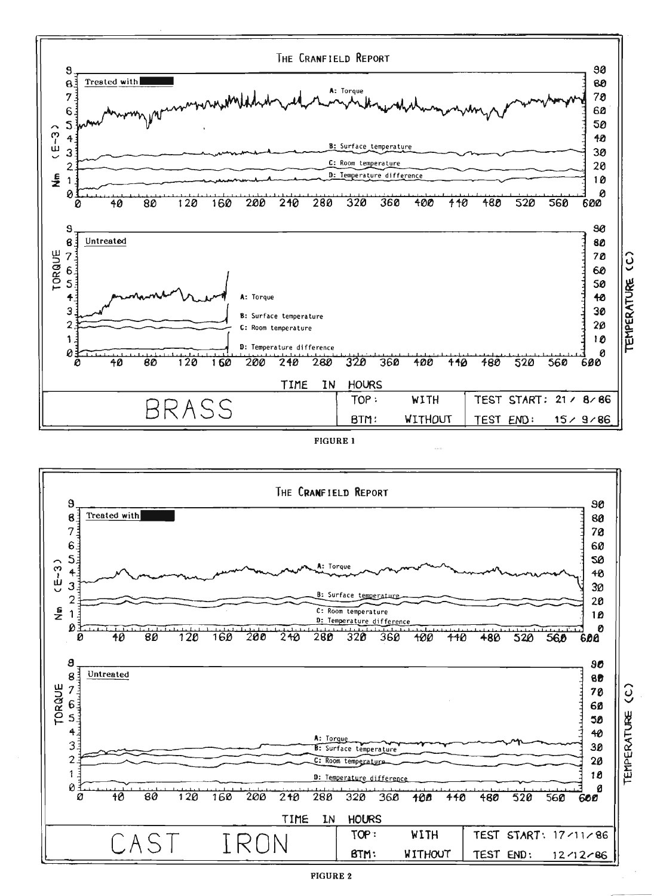THE CRANFIELD REPORT

Treated with ████

A: Torque

B: Surface temperature

C: Room temperature

D: Temperature difference

Untreated

A: Torque

B: Surface temperature

C: Room temperature

D: Temperature difference

TORQUE Nm (E-3)

TEMPERATURE (C)

TIME IN HOURS

| BRASS | TOP: | WITH | TEST START: 21/8/86 |
|---|---|---|---|
| | BTM: | WITHOUT | TEST END: 15/9/86 |

**FIGURE 1**

THE CRANFIELD REPORT

Treated with ████

A: Torque

B: Surface temperature

C: Room temperature

D: Temperature difference

Untreated

A: Torque

B: Surface temperature

C: Room temperature

D: Temperature difference

TORQUE Nm (E-3)

TEMPERATURE (C)

TIME IN HOURS

| CAST IRON | TOP: | WITH | TEST START: 17/11/86 |
|---|---|---|---|
| | BTM: | WITHOUT | TEST END: 12/12/86 |

**FIGURE 2**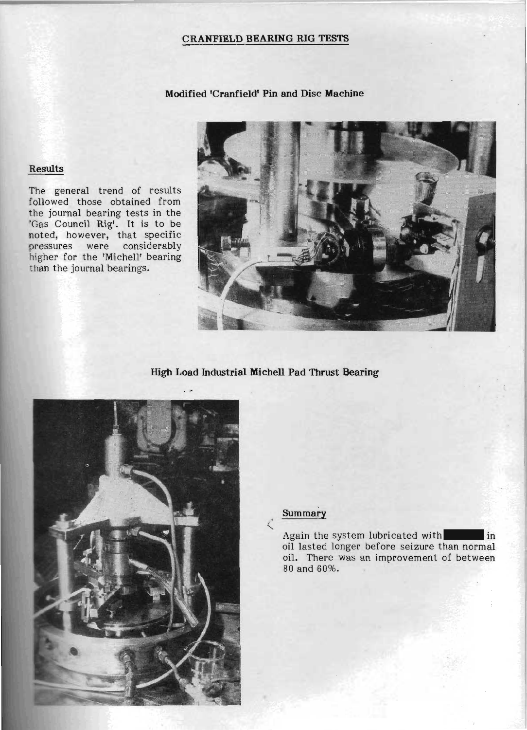# CRANFIELD BEARING RIG TESTS

## Modified 'Cranfield' Pin and Disc Machine

### Results

The general trend of results followed those obtained from the journal bearing tests in the 'Gas Council Rig'. It is to be noted, however, that specific pressures were considerably higher for the 'Michell' bearing than the journal bearings.

## High Load Industrial Michell Pad Thrust Bearing

### Summary

Again the system lubricated with ██████ in oil lasted longer before seizure than normal oil. There was an improvement of between 80 and 60%.